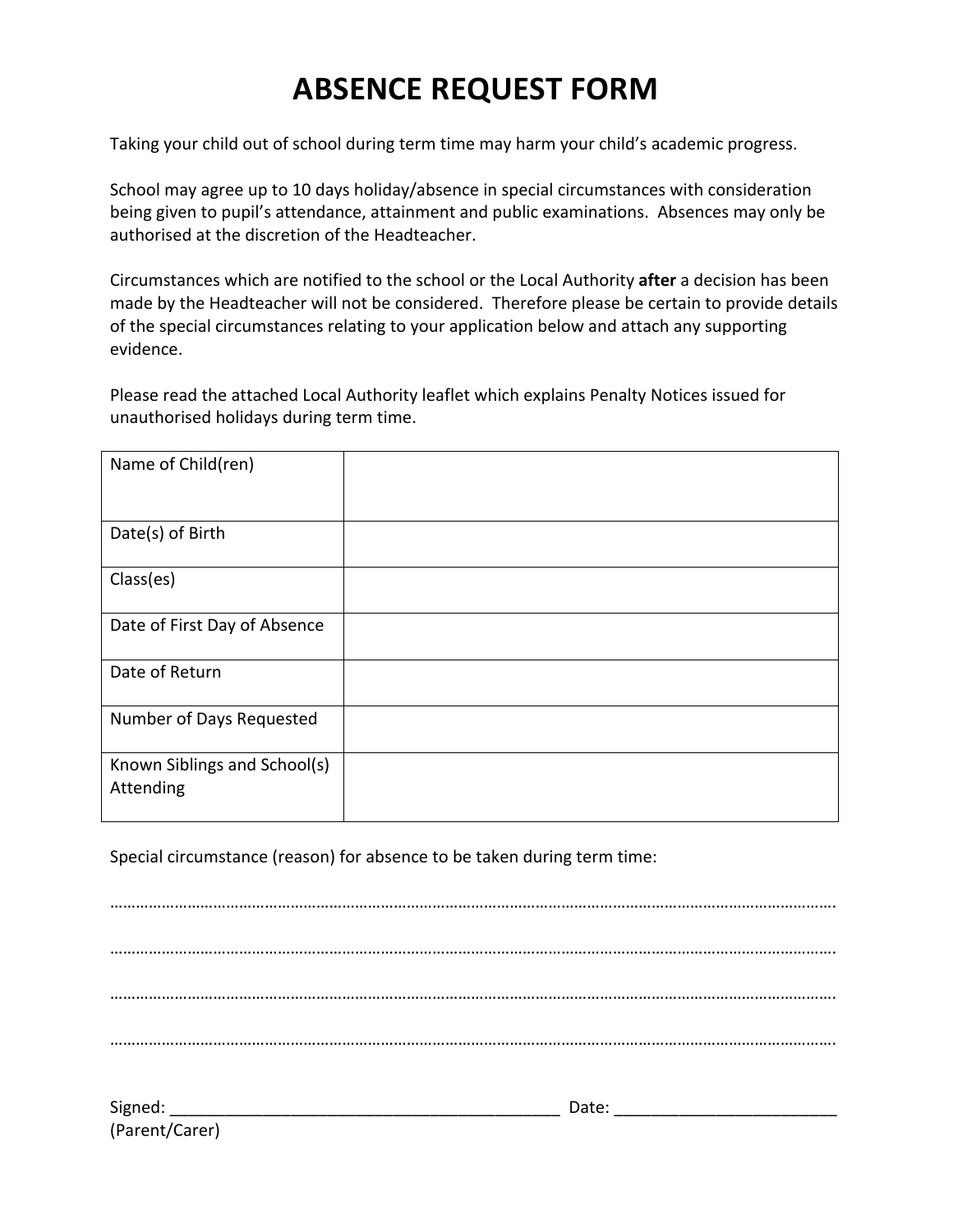# ABSENCE REQUEST FORM

Taking your child out of school during term time may harm your child's academic progress.

School may agree up to 10 days holiday/absence in special circumstances with consideration being given to pupil's attendance, attainment and public examinations. Absences may only be authorised at the discretion of the Headteacher.

Circumstances which are notified to the school or the Local Authority **after** a decision has been made by the Headteacher will not be considered. Therefore please be certain to provide details of the special circumstances relating to your application below and attach any supporting evidence.

Please read the attached Local Authority leaflet which explains Penalty Notices issued for unauthorised holidays during term time.

| | |
|---|---|
| Name of Child(ren) | |
| Date(s) of Birth | |
| Class(es) | |
| Date of First Day of Absence | |
| Date of Return | |
| Number of Days Requested | |
| Known Siblings and School(s) Attending | |

Special circumstance (reason) for absence to be taken during term time:

………………………………………………………………………………………………………………………………………….

………………………………………………………………………………………………………………………………………….

………………………………………………………………………………………………………………………………………….

………………………………………………………………………………………………………………………………………….

Signed: ___________________________________________ Date: ________________________
(Parent/Carer)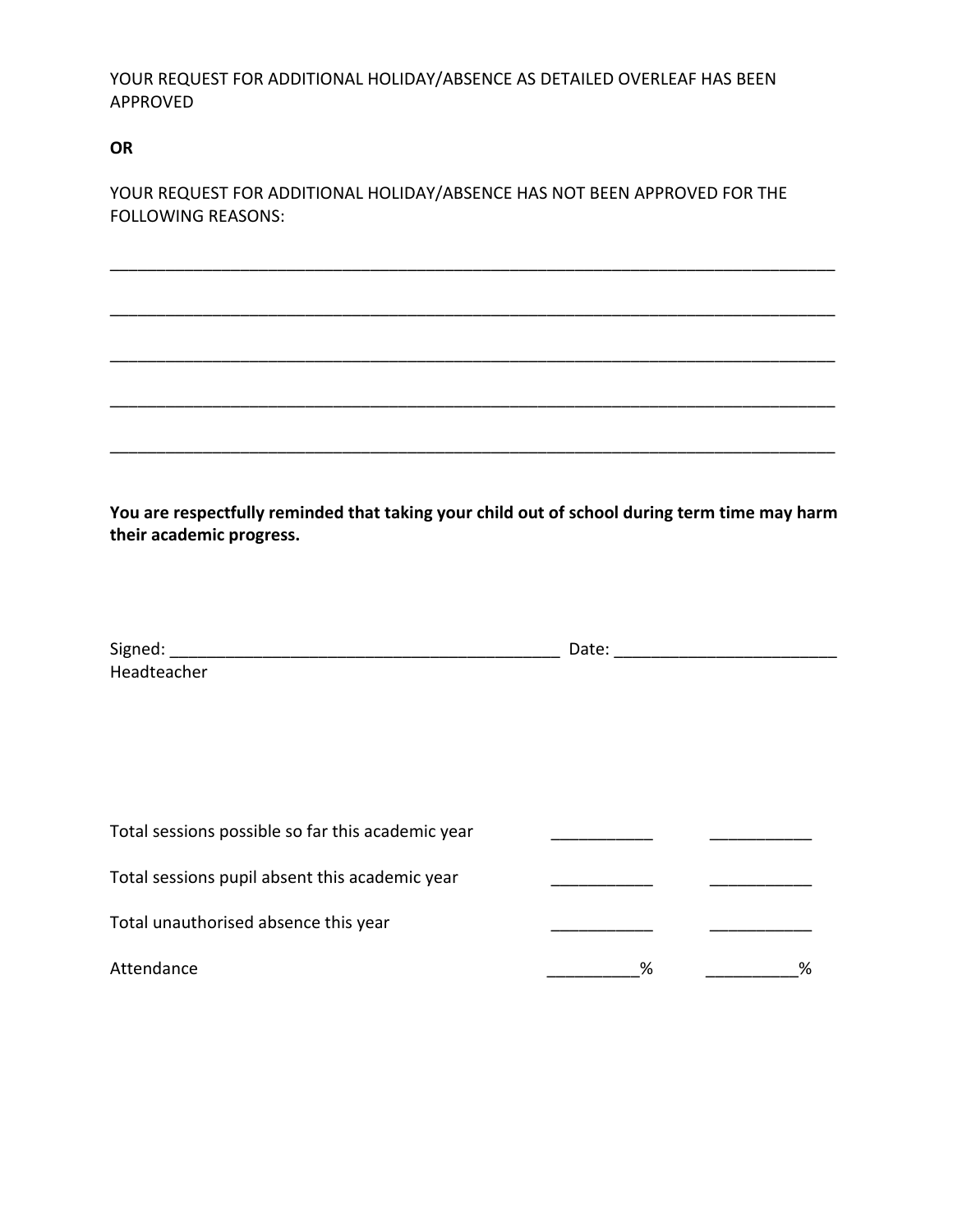YOUR REQUEST FOR ADDITIONAL HOLIDAY/ABSENCE AS DETAILED OVERLEAF HAS BEEN APPROVED

**OR**

YOUR REQUEST FOR ADDITIONAL HOLIDAY/ABSENCE HAS NOT BEEN APPROVED FOR THE FOLLOWING REASONS:

_______________________________________________________________________________

_______________________________________________________________________________

_______________________________________________________________________________

_______________________________________________________________________________

_______________________________________________________________________________

**You are respectfully reminded that taking your child out of school during term time may harm their academic progress.**

Signed: ___________________________________________ Date: ________________________
Headteacher

| | | |
|---|---|---|
| Total sessions possible so far this academic year | ___________ | ___________ |
| Total sessions pupil absent this academic year | ___________ | ___________ |
| Total unauthorised absence this year | ___________ | ___________ |
| Attendance | __________% | __________% |